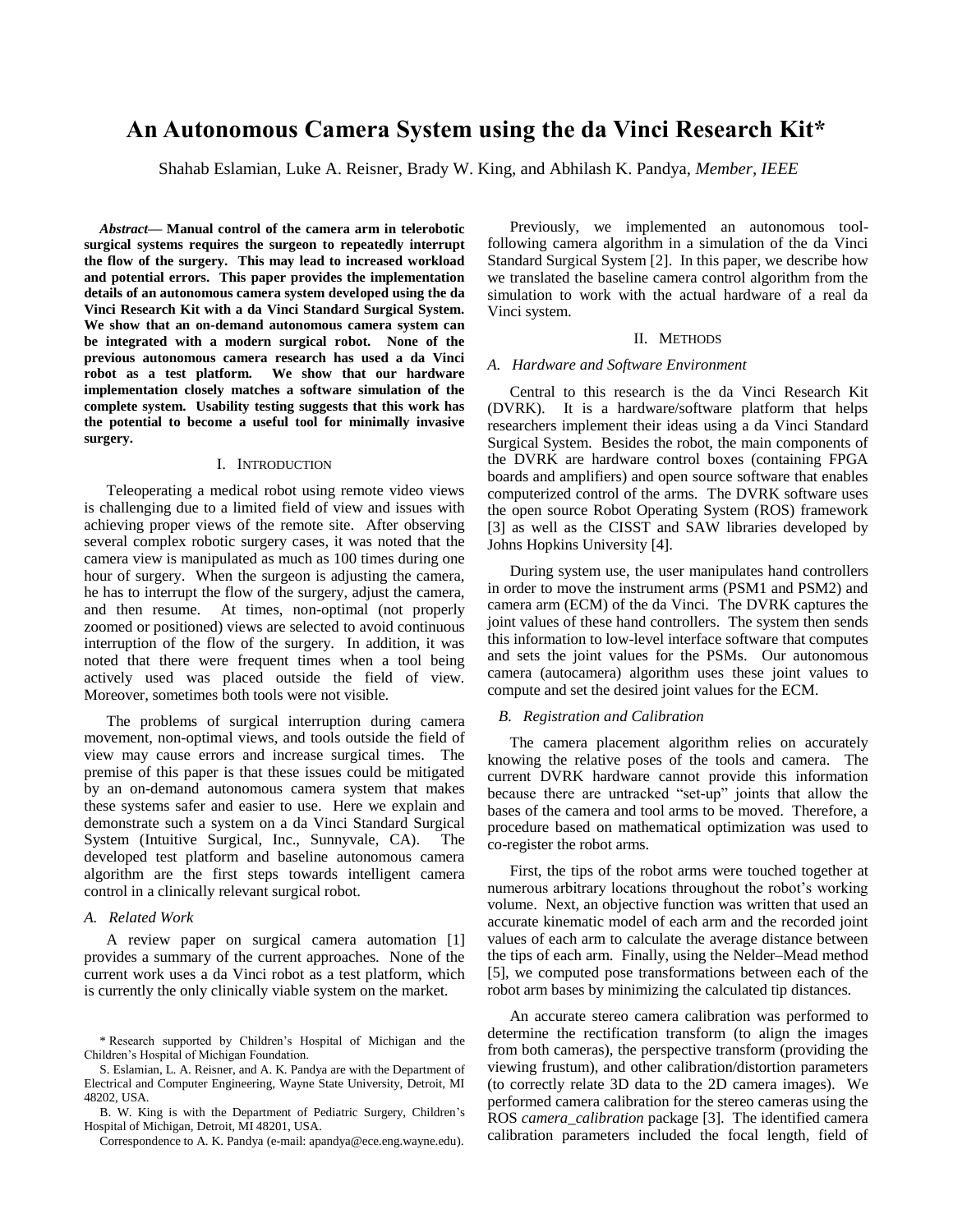# An Autonomous Camera System using the da Vinci Research Kit*

Shahab Eslamian, Luke A. Reisner, Brady W. King, and Abhilash K. Pandya, *Member, IEEE*

***Abstract*— Manual control of the camera arm in telerobotic surgical systems requires the surgeon to repeatedly interrupt the flow of the surgery. This may lead to increased workload and potential errors. This paper provides the implementation details of an autonomous camera system developed using the da Vinci Research Kit with a da Vinci Standard Surgical System. We show that an on-demand autonomous camera system can be integrated with a modern surgical robot. None of the previous autonomous camera research has used a da Vinci robot as a test platform. We show that our hardware implementation closely matches a software simulation of the complete system. Usability testing suggests that this work has the potential to become a useful tool for minimally invasive surgery.**

## I. Introduction

Teleoperating a medical robot using remote video views is challenging due to a limited field of view and issues with achieving proper views of the remote site. After observing several complex robotic surgery cases, it was noted that the camera view is manipulated as much as 100 times during one hour of surgery. When the surgeon is adjusting the camera, he has to interrupt the flow of the surgery, adjust the camera, and then resume. At times, non-optimal (not properly zoomed or positioned) views are selected to avoid continuous interruption of the flow of the surgery. In addition, it was noted that there were frequent times when a tool being actively used was placed outside the field of view. Moreover, sometimes both tools were not visible.

The problems of surgical interruption during camera movement, non-optimal views, and tools outside the field of view may cause errors and increase surgical times. The premise of this paper is that these issues could be mitigated by an on-demand autonomous camera system that makes these systems safer and easier to use. Here we explain and demonstrate such a system on a da Vinci Standard Surgical System (Intuitive Surgical, Inc., Sunnyvale, CA). The developed test platform and baseline autonomous camera algorithm are the first steps towards intelligent camera control in a clinically relevant surgical robot.

### *A. Related Work*

A review paper on surgical camera automation [1] provides a summary of the current approaches. None of the current work uses a da Vinci robot as a test platform, which is currently the only clinically viable system on the market.

Previously, we implemented an autonomous tool-following camera algorithm in a simulation of the da Vinci Standard Surgical System [2]. In this paper, we describe how we translated the baseline camera control algorithm from the simulation to work with the actual hardware of a real da Vinci system.

## II. Methods

### *A. Hardware and Software Environment*

Central to this research is the da Vinci Research Kit (DVRK). It is a hardware/software platform that helps researchers implement their ideas using a da Vinci Standard Surgical System. Besides the robot, the main components of the DVRK are hardware control boxes (containing FPGA boards and amplifiers) and open source software that enables computerized control of the arms. The DVRK software uses the open source Robot Operating System (ROS) framework [3] as well as the CISST and SAW libraries developed by Johns Hopkins University [4].

During system use, the user manipulates hand controllers in order to move the instrument arms (PSM1 and PSM2) and camera arm (ECM) of the da Vinci. The DVRK captures the joint values of these hand controllers. The system then sends this information to low-level interface software that computes and sets the joint values for the PSMs. Our autonomous camera (autocamera) algorithm uses these joint values to compute and set the desired joint values for the ECM.

### *B. Registration and Calibration*

The camera placement algorithm relies on accurately knowing the relative poses of the tools and camera. The current DVRK hardware cannot provide this information because there are untracked "set-up" joints that allow the bases of the camera and tool arms to be moved. Therefore, a procedure based on mathematical optimization was used to co-register the robot arms.

First, the tips of the robot arms were touched together at numerous arbitrary locations throughout the robot's working volume. Next, an objective function was written that used an accurate kinematic model of each arm and the recorded joint values of each arm to calculate the average distance between the tips of each arm. Finally, using the Nelder–Mead method [5], we computed pose transformations between each of the robot arm bases by minimizing the calculated tip distances.

An accurate stereo camera calibration was performed to determine the rectification transform (to align the images from both cameras), the perspective transform (providing the viewing frustum), and other calibration/distortion parameters (to correctly relate 3D data to the 2D camera images). We performed camera calibration for the stereo cameras using the ROS *camera_calibration* package [3]. The identified camera calibration parameters included the focal length, field of

\* Research supported by Children's Hospital of Michigan and the Children's Hospital of Michigan Foundation.

S. Eslamian, L. A. Reisner, and A. K. Pandya are with the Department of Electrical and Computer Engineering, Wayne State University, Detroit, MI 48202, USA.

B. W. King is with the Department of Pediatric Surgery, Children's Hospital of Michigan, Detroit, MI 48201, USA.

Correspondence to A. K. Pandya (e-mail: apandya@ece.eng.wayne.edu).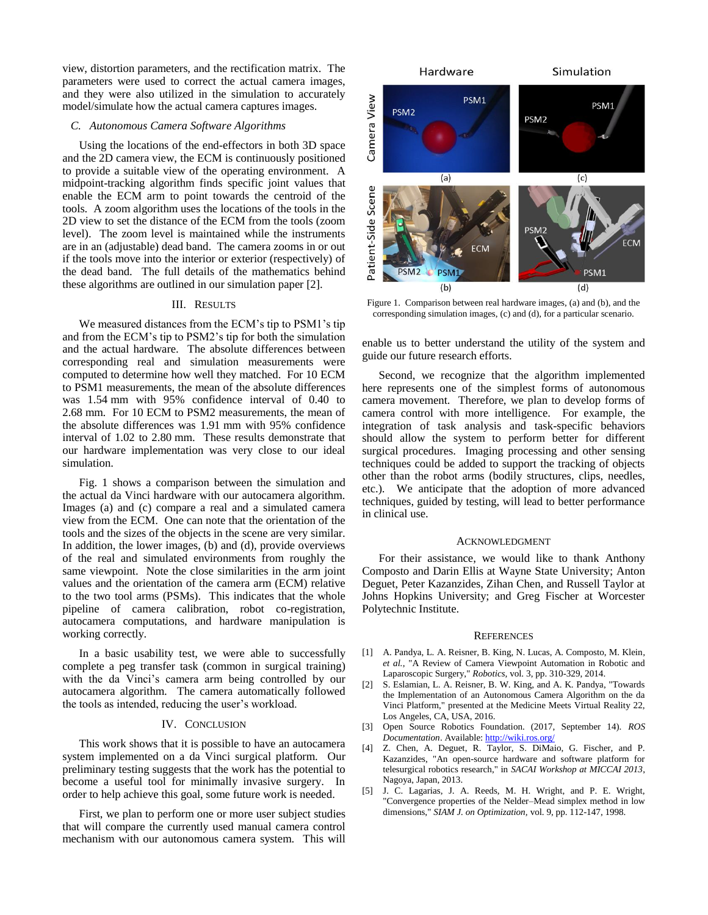view, distortion parameters, and the rectification matrix. The parameters were used to correct the actual camera images, and they were also utilized in the simulation to accurately model/simulate how the actual camera captures images.

### *C. Autonomous Camera Software Algorithms*

Using the locations of the end-effectors in both 3D space and the 2D camera view, the ECM is continuously positioned to provide a suitable view of the operating environment. A midpoint-tracking algorithm finds specific joint values that enable the ECM arm to point towards the centroid of the tools. A zoom algorithm uses the locations of the tools in the 2D view to set the distance of the ECM from the tools (zoom level). The zoom level is maintained while the instruments are in an (adjustable) dead band. The camera zooms in or out if the tools move into the interior or exterior (respectively) of the dead band. The full details of the mathematics behind these algorithms are outlined in our simulation paper [2].

## III. Results

We measured distances from the ECM's tip to PSM1's tip and from the ECM's tip to PSM2's tip for both the simulation and the actual hardware. The absolute differences between corresponding real and simulation measurements were computed to determine how well they matched. For 10 ECM to PSM1 measurements, the mean of the absolute differences was 1.54 mm with 95% confidence interval of 0.40 to 2.68 mm. For 10 ECM to PSM2 measurements, the mean of the absolute differences was 1.91 mm with 95% confidence interval of 1.02 to 2.80 mm. These results demonstrate that our hardware implementation was very close to our ideal simulation.

Fig. 1 shows a comparison between the simulation and the actual da Vinci hardware with our autocamera algorithm. Images (a) and (c) compare a real and a simulated camera view from the ECM. One can note that the orientation of the tools and the sizes of the objects in the scene are very similar. In addition, the lower images, (b) and (d), provide overviews of the real and simulated environments from roughly the same viewpoint. Note the close similarities in the arm joint values and the orientation of the camera arm (ECM) relative to the two tool arms (PSMs). This indicates that the whole pipeline of camera calibration, robot co-registration, autocamera computations, and hardware manipulation is working correctly.

In a basic usability test, we were able to successfully complete a peg transfer task (common in surgical training) with the da Vinci's camera arm being controlled by our autocamera algorithm. The camera automatically followed the tools as intended, reducing the user's workload.

Hardware

Simulation

Camera View

Patient-Side Scene

PSM1

PSM2

ECM

(a)

(b)

(c)

(d)

Figure 1. Comparison between real hardware images, (a) and (b), and the corresponding simulation images, (c) and (d), for a particular scenario.

## IV. Conclusion

This work shows that it is possible to have an autocamera system implemented on a da Vinci surgical platform. Our preliminary testing suggests that the work has the potential to become a useful tool for minimally invasive surgery. In order to help achieve this goal, some future work is needed.

First, we plan to perform one or more user subject studies that will compare the currently used manual camera control mechanism with our autonomous camera system. This will enable us to better understand the utility of the system and guide our future research efforts.

Second, we recognize that the algorithm implemented here represents one of the simplest forms of autonomous camera movement. Therefore, we plan to develop forms of camera control with more intelligence. For example, the integration of task analysis and task-specific behaviors should allow the system to perform better for different surgical procedures. Imaging processing and other sensing techniques could be added to support the tracking of objects other than the robot arms (bodily structures, clips, needles, etc.). We anticipate that the adoption of more advanced techniques, guided by testing, will lead to better performance in clinical use.

## Acknowledgment

For their assistance, we would like to thank Anthony Composto and Darin Ellis at Wayne State University; Anton Deguet, Peter Kazanzides, Zihan Chen, and Russell Taylor at Johns Hopkins University; and Greg Fischer at Worcester Polytechnic Institute.

## References

[1] A. Pandya, L. A. Reisner, B. King, N. Lucas, A. Composto, M. Klein, *et al.*, "A Review of Camera Viewpoint Automation in Robotic and Laparoscopic Surgery," *Robotics*, vol. 3, pp. 310-329, 2014.

[2] S. Eslamian, L. A. Reisner, B. W. King, and A. K. Pandya, "Towards the Implementation of an Autonomous Camera Algorithm on the da Vinci Platform," presented at the Medicine Meets Virtual Reality 22, Los Angeles, CA, USA, 2016.

[3] Open Source Robotics Foundation. (2017, September 14). *ROS Documentation*. Available: http://wiki.ros.org/

[4] Z. Chen, A. Deguet, R. Taylor, S. DiMaio, G. Fischer, and P. Kazanzides, "An open-source hardware and software platform for telesurgical robotics research," in *SACAI Workshop at MICCAI 2013*, Nagoya, Japan, 2013.

[5] J. C. Lagarias, J. A. Reeds, M. H. Wright, and P. E. Wright, "Convergence properties of the Nelder–Mead simplex method in low dimensions," *SIAM J. on Optimization*, vol. 9, pp. 112-147, 1998.